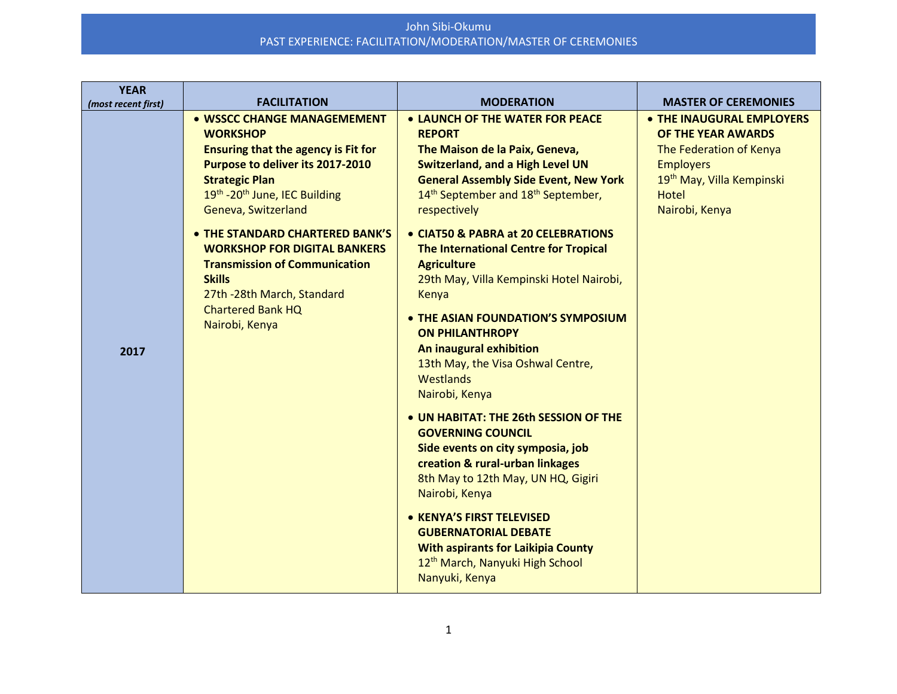# John Sibi-Okumu
## PAST EXPERIENCE: FACILITATION/MODERATION/MASTER OF CEREMONIES

| YEAR *(most recent first)* | FACILITATION | MODERATION | MASTER OF CEREMONIES |
|---|---|---|---|
| 2017 | • **WSSCC CHANGE MANAGEMEMENT WORKSHOP** **Ensuring that the agency is Fit for Purpose to deliver its 2017-2010 Strategic Plan** 19th -20th June, IEC Building Geneva, Switzerland<br><br>• **THE STANDARD CHARTERED BANK'S WORKSHOP FOR DIGITAL BANKERS** **Transmission of Communication Skills** 27th -28th March, Standard Chartered Bank HQ Nairobi, Kenya | • **LAUNCH OF THE WATER FOR PEACE REPORT** **The Maison de la Paix, Geneva, Switzerland, and a High Level UN General Assembly Side Event, New York** 14th September and 18th September, respectively<br><br>• **CIAT50 & PABRA at 20 CELEBRATIONS** **The International Centre for Tropical Agriculture** 29th May, Villa Kempinski Hotel Nairobi, Kenya<br><br>• **THE ASIAN FOUNDATION'S SYMPOSIUM ON PHILANTHROPY** **An inaugural exhibition** 13th May, the Visa Oshwal Centre, Westlands Nairobi, Kenya<br><br>• **UN HABITAT: THE 26th SESSION OF THE GOVERNING COUNCIL** **Side events on city symposia, job creation & rural-urban linkages** 8th May to 12th May, UN HQ, Gigiri Nairobi, Kenya<br><br>• **KENYA'S FIRST TELEVISED GUBERNATORIAL DEBATE** **With aspirants for Laikipia County** 12th March, Nanyuki High School Nanyuki, Kenya | • **THE INAUGURAL EMPLOYERS OF THE YEAR AWARDS** The Federation of Kenya Employers 19th May, Villa Kempinski Hotel Nairobi, Kenya |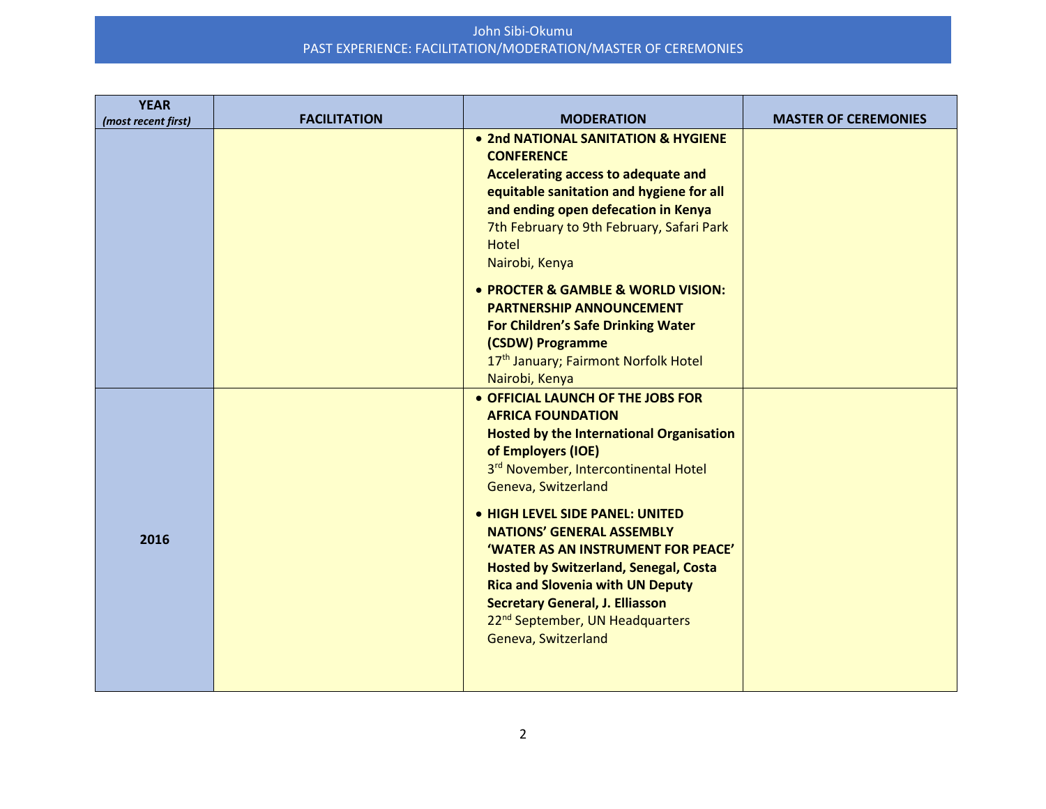| YEAR *(most recent first)* | FACILITATION | MODERATION | MASTER OF CEREMONIES |
|---|---|---|---|
| | | • **2nd NATIONAL SANITATION & HYGIENE CONFERENCE** **Accelerating access to adequate and equitable sanitation and hygiene for all and ending open defecation in Kenya** 7th February to 9th February, Safari Park Hotel Nairobi, Kenya <br> • **PROCTER & GAMBLE & WORLD VISION: PARTNERSHIP ANNOUNCEMENT** **For Children's Safe Drinking Water (CSDW) Programme** 17th January; Fairmont Norfolk Hotel Nairobi, Kenya | |
| 2016 | | • **OFFICIAL LAUNCH OF THE JOBS FOR AFRICA FOUNDATION** **Hosted by the International Organisation of Employers (IOE)** 3rd November, Intercontinental Hotel Geneva, Switzerland <br> • **HIGH LEVEL SIDE PANEL: UNITED NATIONS' GENERAL ASSEMBLY 'WATER AS AN INSTRUMENT FOR PEACE' Hosted by Switzerland, Senegal, Costa Rica and Slovenia with UN Deputy Secretary General, J. Elliasson** 22nd September, UN Headquarters Geneva, Switzerland | |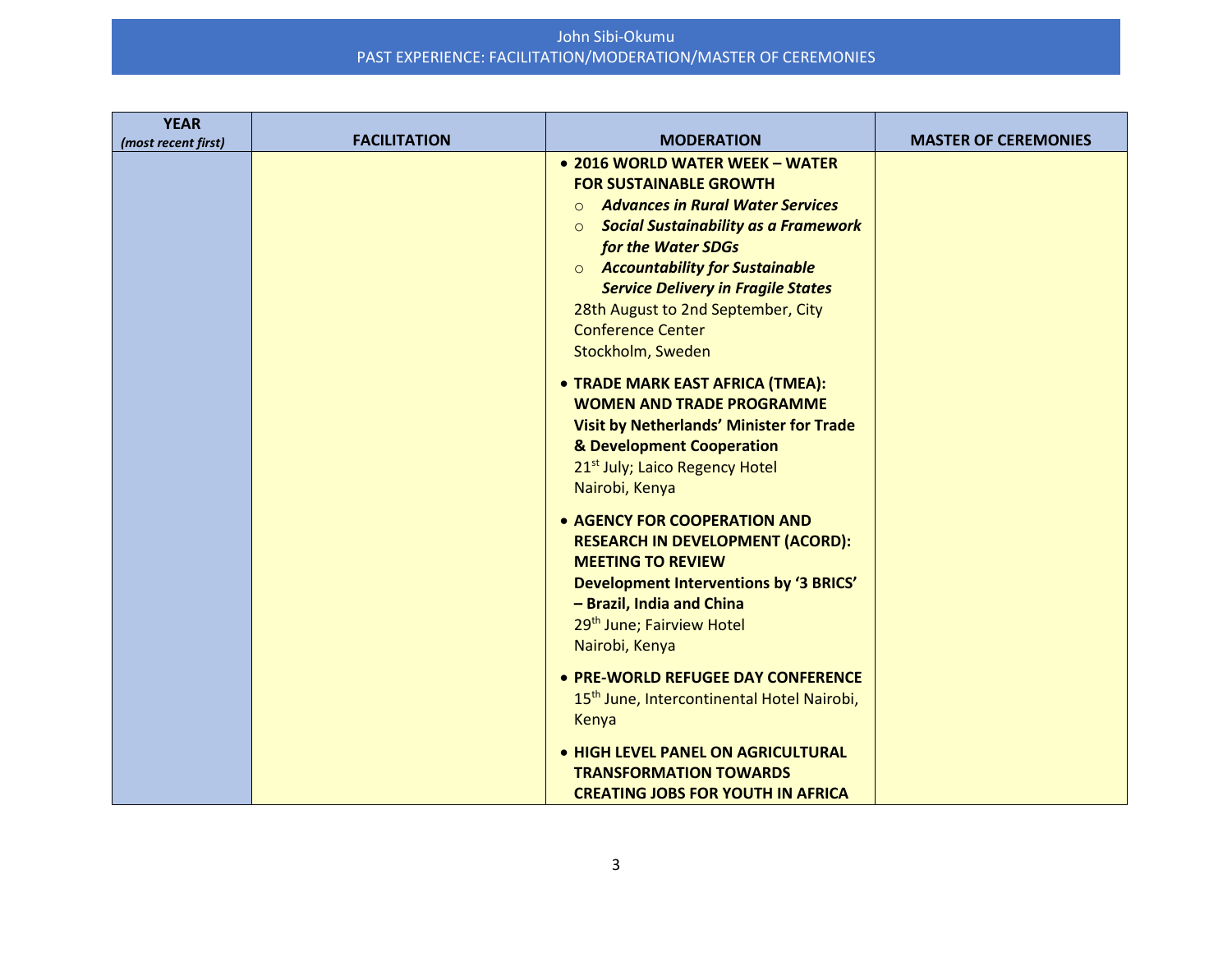| YEAR *(most recent first)* | FACILITATION | MODERATION | MASTER OF CEREMONIES |
|---|---|---|---|
| | | • **2016 WORLD WATER WEEK – WATER FOR SUSTAINABLE GROWTH**<br>○ ***Advances in Rural Water Services***<br>○ ***Social Sustainability as a Framework for the Water SDGs***<br>○ ***Accountability for Sustainable Service Delivery in Fragile States***<br>28th August to 2nd September, City Conference Center<br>Stockholm, Sweden<br><br>• **TRADE MARK EAST AFRICA (TMEA): WOMEN AND TRADE PROGRAMME Visit by Netherlands' Minister for Trade & Development Cooperation**<br>21st July; Laico Regency Hotel<br>Nairobi, Kenya<br><br>• **AGENCY FOR COOPERATION AND RESEARCH IN DEVELOPMENT (ACORD): MEETING TO REVIEW Development Interventions by '3 BRICS' – Brazil, India and China**<br>29th June; Fairview Hotel<br>Nairobi, Kenya<br><br>• **PRE-WORLD REFUGEE DAY CONFERENCE**<br>15th June, Intercontinental Hotel Nairobi, Kenya<br><br>• **HIGH LEVEL PANEL ON AGRICULTURAL TRANSFORMATION TOWARDS CREATING JOBS FOR YOUTH IN AFRICA** | |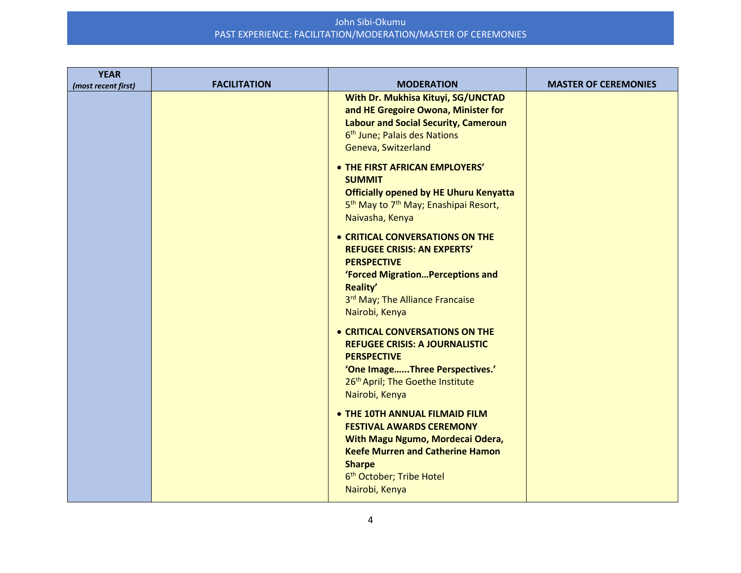| YEAR *(most recent first)* | FACILITATION | MODERATION | MASTER OF CEREMONIES |
|---|---|---|---|
| | | **With Dr. Mukhisa Kituyi, SG/UNCTAD and HE Gregoire Owona, Minister for Labour and Social Security, Cameroun**<br>6th June; Palais des Nations<br>Geneva, Switzerland<br><br>• **THE FIRST AFRICAN EMPLOYERS' SUMMIT**<br>**Officially opened by HE Uhuru Kenyatta**<br>5th May to 7th May; Enashipai Resort, Naivasha, Kenya<br><br>• **CRITICAL CONVERSATIONS ON THE REFUGEE CRISIS: AN EXPERTS' PERSPECTIVE**<br>**'Forced Migration…Perceptions and Reality'**<br>3rd May; The Alliance Francaise<br>Nairobi, Kenya<br><br>• **CRITICAL CONVERSATIONS ON THE REFUGEE CRISIS: A JOURNALISTIC PERSPECTIVE**<br>**'One Image……Three Perspectives.'**<br>26th April; The Goethe Institute<br>Nairobi, Kenya<br><br>• **THE 10TH ANNUAL FILMAID FILM FESTIVAL AWARDS CEREMONY**<br>**With Magu Ngumo, Mordecai Odera, Keefe Murren and Catherine Hamon Sharpe**<br>6th October; Tribe Hotel<br>Nairobi, Kenya | |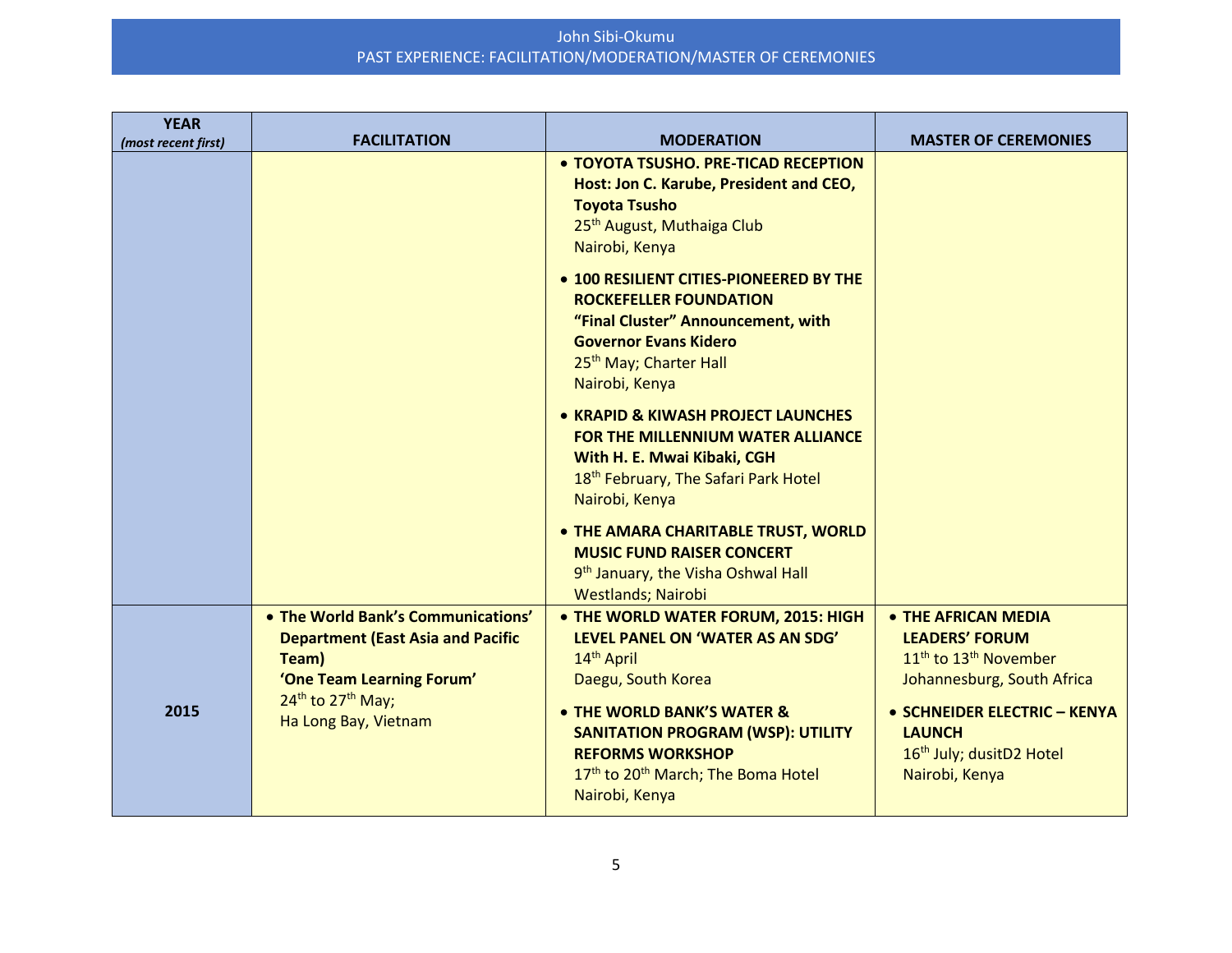| YEAR *(most recent first)* | FACILITATION | MODERATION | MASTER OF CEREMONIES |
|---|---|---|---|
| | | • **TOYOTA TSUSHO. PRE-TICAD RECEPTION Host: Jon C. Karube, President and CEO, Toyota Tsusho**<br>25th August, Muthaiga Club<br>Nairobi, Kenya<br><br>• **100 RESILIENT CITIES-PIONEERED BY THE ROCKEFELLER FOUNDATION "Final Cluster" Announcement, with Governor Evans Kidero**<br>25th May; Charter Hall<br>Nairobi, Kenya<br><br>• **KRAPID & KIWASH PROJECT LAUNCHES FOR THE MILLENNIUM WATER ALLIANCE With H. E. Mwai Kibaki, CGH**<br>18th February, The Safari Park Hotel<br>Nairobi, Kenya<br><br>• **THE AMARA CHARITABLE TRUST, WORLD MUSIC FUND RAISER CONCERT**<br>9th January, the Visha Oshwal Hall<br>Westlands; Nairobi | |
| 2015 | • **The World Bank's Communications' Department (East Asia and Pacific Team) 'One Team Learning Forum'**<br>24th to 27th May;<br>Ha Long Bay, Vietnam | • **THE WORLD WATER FORUM, 2015: HIGH LEVEL PANEL ON 'WATER AS AN SDG'**<br>14th April<br>Daegu, South Korea<br><br>• **THE WORLD BANK'S WATER & SANITATION PROGRAM (WSP): UTILITY REFORMS WORKSHOP**<br>17th to 20th March; The Boma Hotel<br>Nairobi, Kenya | • **THE AFRICAN MEDIA LEADERS' FORUM**<br>11th to 13th November<br>Johannesburg, South Africa<br><br>• **SCHNEIDER ELECTRIC – KENYA LAUNCH**<br>16th July; dusitD2 Hotel<br>Nairobi, Kenya |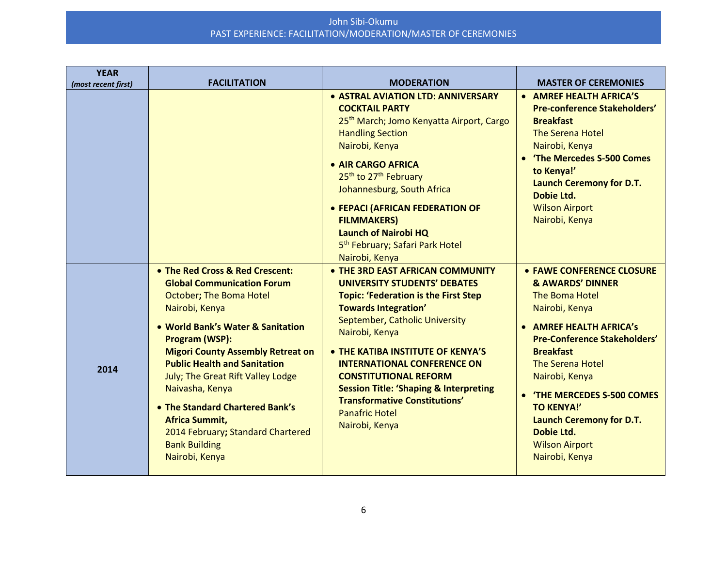| YEAR *(most recent first)* | FACILITATION | MODERATION | MASTER OF CEREMONIES |
|---|---|---|---|
| | | • **ASTRAL AVIATION LTD: ANNIVERSARY COCKTAIL PARTY** 25th March; Jomo Kenyatta Airport, Cargo Handling Section Nairobi, Kenya<br>• **AIR CARGO AFRICA** 25th to 27th February Johannesburg, South Africa<br>• **FEPACI (AFRICAN FEDERATION OF FILMMAKERS) Launch of Nairobi HQ** 5th February; Safari Park Hotel Nairobi, Kenya | • **AMREF HEALTH AFRICA'S Pre-conference Stakeholders' Breakfast** The Serena Hotel Nairobi, Kenya<br>• **'The Mercedes S-500 Comes to Kenya!' Launch Ceremony for D.T. Dobie Ltd.** Wilson Airport Nairobi, Kenya |
| **2014** | • **The Red Cross & Red Crescent: Global Communication Forum** October**;** The Boma Hotel Nairobi, Kenya<br>• **World Bank's Water & Sanitation Program (WSP): Migori County Assembly Retreat on Public Health and Sanitation** July; The Great Rift Valley Lodge Naivasha, Kenya<br>• **The Standard Chartered Bank's Africa Summit,** 2014 February**;** Standard Chartered Bank Building Nairobi, Kenya | • **THE 3RD EAST AFRICAN COMMUNITY UNIVERSITY STUDENTS' DEBATES Topic: 'Federation is the First Step Towards Integration'** September**,** Catholic University Nairobi, Kenya<br>• **THE KATIBA INSTITUTE OF KENYA'S INTERNATIONAL CONFERENCE ON CONSTITUTIONAL REFORM Session Title: 'Shaping & Interpreting Transformative Constitutions'** Panafric Hotel Nairobi, Kenya | • **FAWE CONFERENCE CLOSURE & AWARDS' DINNER** The Boma Hotel Nairobi, Kenya<br>• **AMREF HEALTH AFRICA's Pre-Conference Stakeholders' Breakfast** The Serena Hotel Nairobi, Kenya<br>• **'THE MERCEDES S-500 COMES TO KENYA!' Launch Ceremony for D.T. Dobie Ltd.** Wilson Airport Nairobi, Kenya |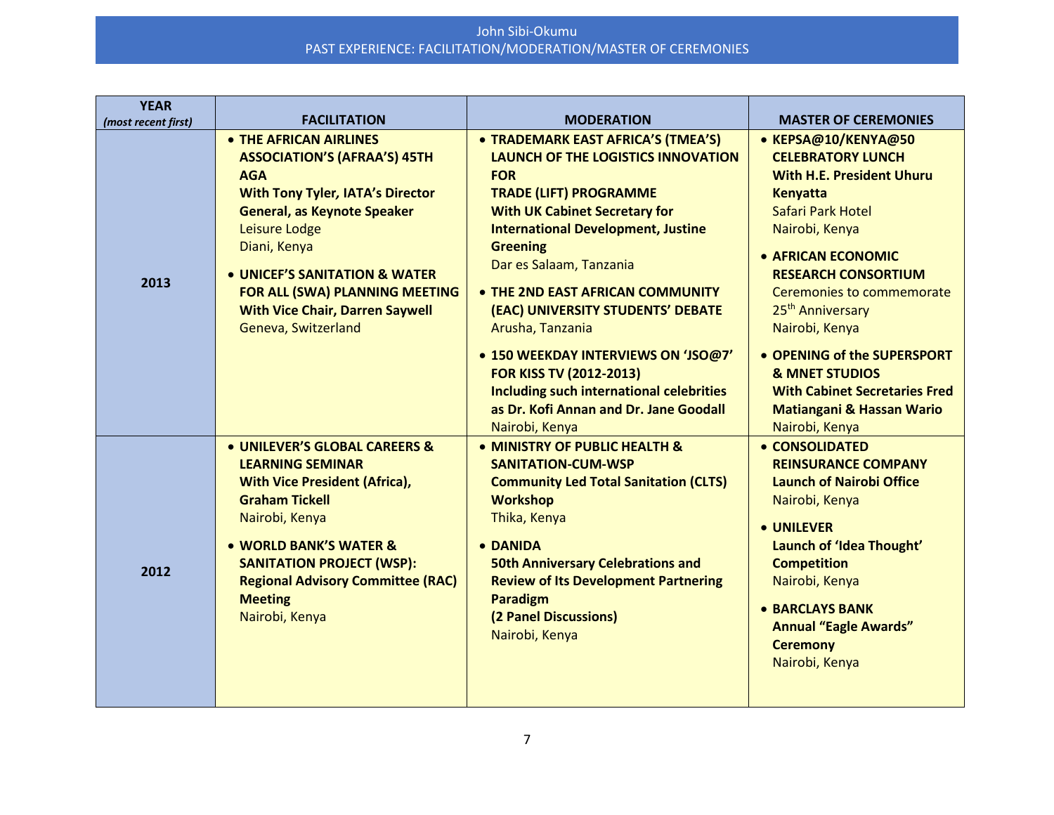John Sibi-Okumu
PAST EXPERIENCE: FACILITATION/MODERATION/MASTER OF CEREMONIES

| YEAR *(most recent first)* | FACILITATION | MODERATION | MASTER OF CEREMONIES |
|---|---|---|---|
| 2013 | • **THE AFRICAN AIRLINES ASSOCIATION'S (AFRAA'S) 45TH AGA** **With Tony Tyler, IATA's Director General, as Keynote Speaker** Leisure Lodge Diani, Kenya<br>• **UNICEF'S SANITATION & WATER FOR ALL (SWA) PLANNING MEETING** **With Vice Chair, Darren Saywell** Geneva, Switzerland | • **TRADEMARK EAST AFRICA'S (TMEA'S) LAUNCH OF THE LOGISTICS INNOVATION FOR TRADE (LIFT) PROGRAMME** **With UK Cabinet Secretary for International Development, Justine Greening** Dar es Salaam, Tanzania<br>• **THE 2ND EAST AFRICAN COMMUNITY (EAC) UNIVERSITY STUDENTS' DEBATE** Arusha, Tanzania<br>• **150 WEEKDAY INTERVIEWS ON 'JSO@7' FOR KISS TV (2012-2013)** **Including such international celebrities as Dr. Kofi Annan and Dr. Jane Goodall** Nairobi, Kenya | • **KEPSA@10/KENYA@50 CELEBRATORY LUNCH** **With H.E. President Uhuru Kenyatta** Safari Park Hotel Nairobi, Kenya<br>• **AFRICAN ECONOMIC RESEARCH CONSORTIUM** Ceremonies to commemorate 25th Anniversary Nairobi, Kenya<br>• **OPENING of the SUPERSPORT & MNET STUDIOS** **With Cabinet Secretaries Fred Matiangani & Hassan Wario** Nairobi, Kenya |
| 2012 | • **UNILEVER'S GLOBAL CAREERS & LEARNING SEMINAR** **With Vice President (Africa), Graham Tickell** Nairobi, Kenya<br>• **WORLD BANK'S WATER & SANITATION PROJECT (WSP): Regional Advisory Committee (RAC) Meeting** Nairobi, Kenya | • **MINISTRY OF PUBLIC HEALTH & SANITATION-CUM-WSP** **Community Led Total Sanitation (CLTS) Workshop** Thika, Kenya<br>• **DANIDA** **50th Anniversary Celebrations and Review of Its Development Partnering Paradigm** **(2 Panel Discussions)** Nairobi, Kenya | • **CONSOLIDATED REINSURANCE COMPANY** **Launch of Nairobi Office** Nairobi, Kenya<br>• **UNILEVER** **Launch of 'Idea Thought' Competition** Nairobi, Kenya<br>• **BARCLAYS BANK** **Annual "Eagle Awards" Ceremony** Nairobi, Kenya |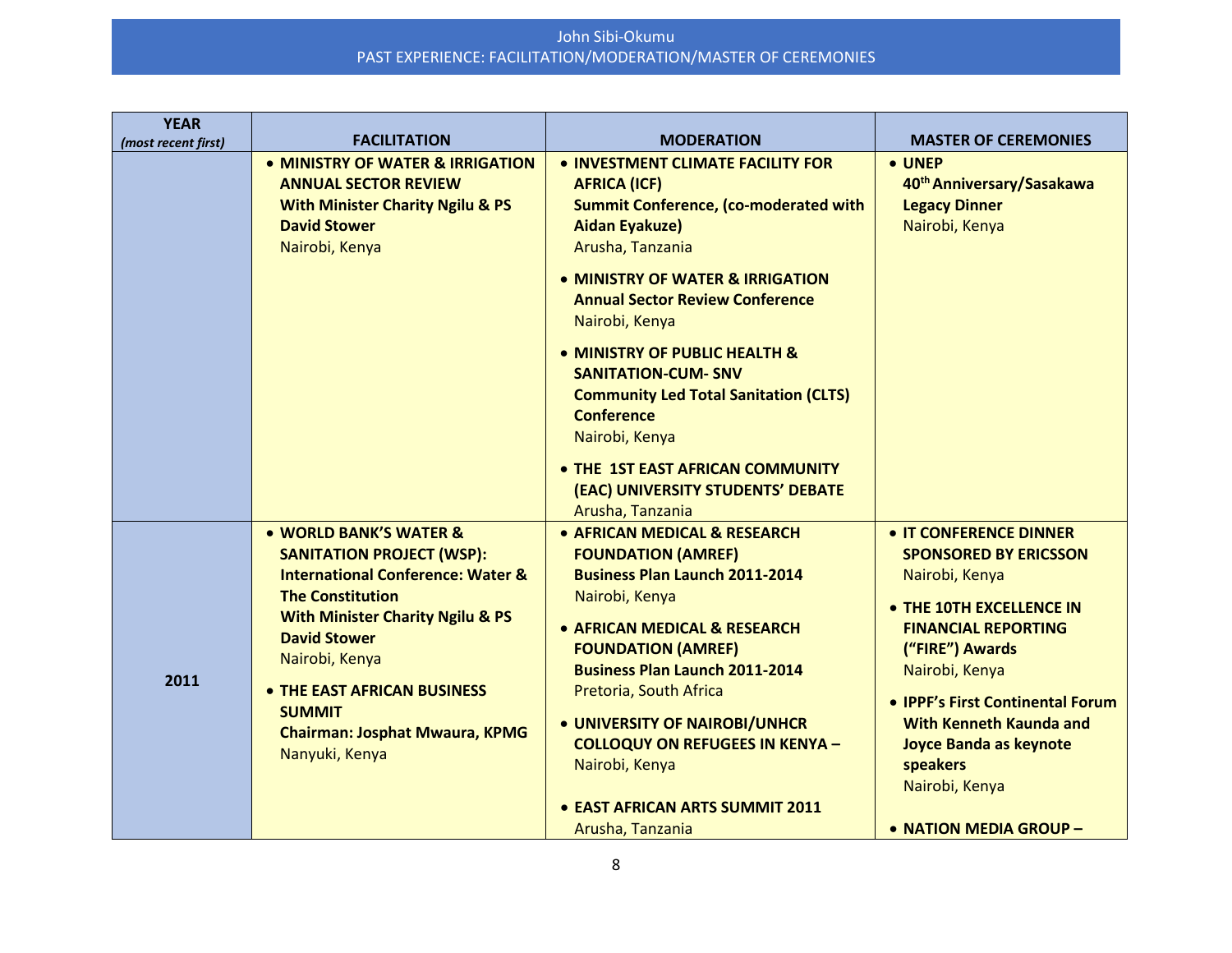| YEAR *(most recent first)* | FACILITATION | MODERATION | MASTER OF CEREMONIES |
|---|---|---|---|
| | • **MINISTRY OF WATER & IRRIGATION ANNUAL SECTOR REVIEW With Minister Charity Ngilu & PS David Stower** Nairobi, Kenya | • **INVESTMENT CLIMATE FACILITY FOR AFRICA (ICF) Summit Conference, (co-moderated with Aidan Eyakuze)** Arusha, Tanzania<br>• **MINISTRY OF WATER & IRRIGATION Annual Sector Review Conference** Nairobi, Kenya<br>• **MINISTRY OF PUBLIC HEALTH & SANITATION-CUM- SNV Community Led Total Sanitation (CLTS) Conference** Nairobi, Kenya<br>• **THE 1ST EAST AFRICAN COMMUNITY (EAC) UNIVERSITY STUDENTS' DEBATE** Arusha, Tanzania | • **UNEP 40th Anniversary/Sasakawa Legacy Dinner** Nairobi, Kenya |
| **2011** | • **WORLD BANK'S WATER & SANITATION PROJECT (WSP): International Conference: Water & The Constitution With Minister Charity Ngilu & PS David Stower** Nairobi, Kenya<br>• **THE EAST AFRICAN BUSINESS SUMMIT Chairman: Josphat Mwaura, KPMG** Nanyuki, Kenya | • **AFRICAN MEDICAL & RESEARCH FOUNDATION (AMREF) Business Plan Launch 2011-2014** Nairobi, Kenya<br>• **AFRICAN MEDICAL & RESEARCH FOUNDATION (AMREF) Business Plan Launch 2011-2014** Pretoria, South Africa<br>• **UNIVERSITY OF NAIROBI/UNHCR COLLOQUY ON REFUGEES IN KENYA –** Nairobi, Kenya<br>• **EAST AFRICAN ARTS SUMMIT 2011** Arusha, Tanzania | • **IT CONFERENCE DINNER SPONSORED BY ERICSSON** Nairobi, Kenya<br>• **THE 10TH EXCELLENCE IN FINANCIAL REPORTING ("FIRE") Awards** Nairobi, Kenya<br>• **IPPF's First Continental Forum With Kenneth Kaunda and Joyce Banda as keynote speakers** Nairobi, Kenya<br>• **NATION MEDIA GROUP –** |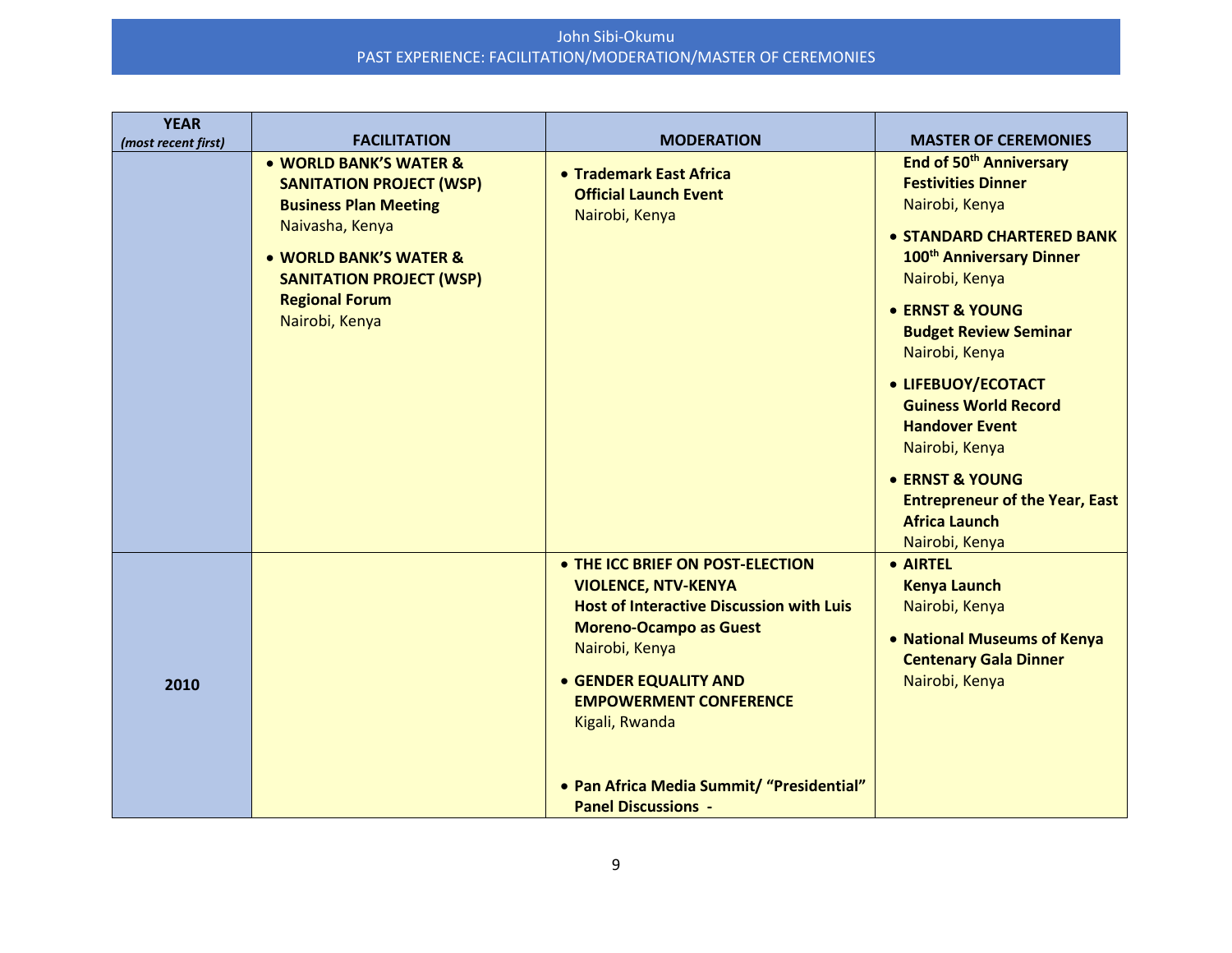| YEAR *(most recent first)* | FACILITATION | MODERATION | MASTER OF CEREMONIES |
|---|---|---|---|
| | • **WORLD BANK'S WATER & SANITATION PROJECT (WSP) Business Plan Meeting** Naivasha, Kenya<br>• **WORLD BANK'S WATER & SANITATION PROJECT (WSP) Regional Forum** Nairobi, Kenya | • **Trademark East Africa Official Launch Event** Nairobi, Kenya | **End of 50th Anniversary Festivities Dinner** Nairobi, Kenya<br>• **STANDARD CHARTERED BANK 100th Anniversary Dinner** Nairobi, Kenya<br>• **ERNST & YOUNG Budget Review Seminar** Nairobi, Kenya<br>• **LIFEBUOY/ECOTACT Guiness World Record Handover Event** Nairobi, Kenya<br>• **ERNST & YOUNG Entrepreneur of the Year, East Africa Launch** Nairobi, Kenya |
| **2010** | | • **THE ICC BRIEF ON POST-ELECTION VIOLENCE, NTV-KENYA Host of Interactive Discussion with Luis Moreno-Ocampo as Guest** Nairobi, Kenya<br>• **GENDER EQUALITY AND EMPOWERMENT CONFERENCE** Kigali, Rwanda<br>• **Pan Africa Media Summit/ "Presidential" Panel Discussions -** | • **AIRTEL Kenya Launch** Nairobi, Kenya<br>• **National Museums of Kenya Centenary Gala Dinner** Nairobi, Kenya |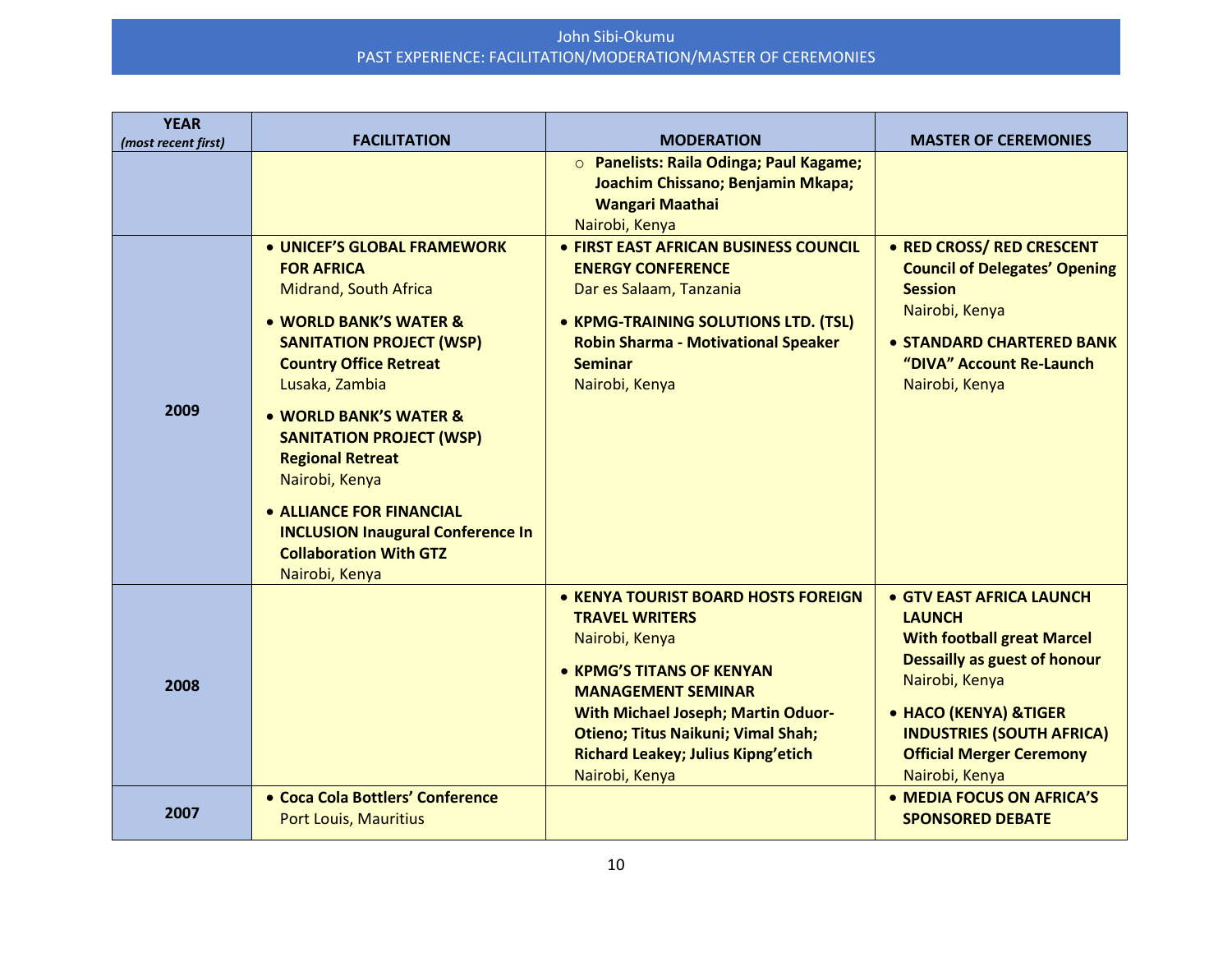| YEAR *(most recent first)* | FACILITATION | MODERATION | MASTER OF CEREMONIES |
|---|---|---|---|
| | | ○ **Panelists: Raila Odinga; Paul Kagame; Joachim Chissano; Benjamin Mkapa; Wangari Maathai**<br>Nairobi, Kenya | |
| 2009 | • **UNICEF'S GLOBAL FRAMEWORK FOR AFRICA**<br>Midrand, South Africa<br><br>• **WORLD BANK'S WATER & SANITATION PROJECT (WSP) Country Office Retreat**<br>Lusaka, Zambia<br><br>• **WORLD BANK'S WATER & SANITATION PROJECT (WSP) Regional Retreat**<br>Nairobi, Kenya<br><br>• **ALLIANCE FOR FINANCIAL INCLUSION Inaugural Conference In Collaboration With GTZ**<br>Nairobi, Kenya | • **FIRST EAST AFRICAN BUSINESS COUNCIL ENERGY CONFERENCE**<br>Dar es Salaam, Tanzania<br><br>• **KPMG-TRAINING SOLUTIONS LTD. (TSL) Robin Sharma - Motivational Speaker Seminar**<br>Nairobi, Kenya | • **RED CROSS/ RED CRESCENT Council of Delegates' Opening Session**<br>Nairobi, Kenya<br><br>• **STANDARD CHARTERED BANK "DIVA" Account Re-Launch**<br>Nairobi, Kenya |
| 2008 | | • **KENYA TOURIST BOARD HOSTS FOREIGN TRAVEL WRITERS**<br>Nairobi, Kenya<br><br>• **KPMG'S TITANS OF KENYAN MANAGEMENT SEMINAR With Michael Joseph; Martin Oduor-Otieno; Titus Naikuni; Vimal Shah; Richard Leakey; Julius Kipng'etich**<br>Nairobi, Kenya | • **GTV EAST AFRICA LAUNCH LAUNCH With football great Marcel Dessailly as guest of honour**<br>Nairobi, Kenya<br><br>• **HACO (KENYA) &TIGER INDUSTRIES (SOUTH AFRICA) Official Merger Ceremony**<br>Nairobi, Kenya |
| 2007 | • **Coca Cola Bottlers' Conference**<br>Port Louis, Mauritius | | • **MEDIA FOCUS ON AFRICA'S SPONSORED DEBATE** |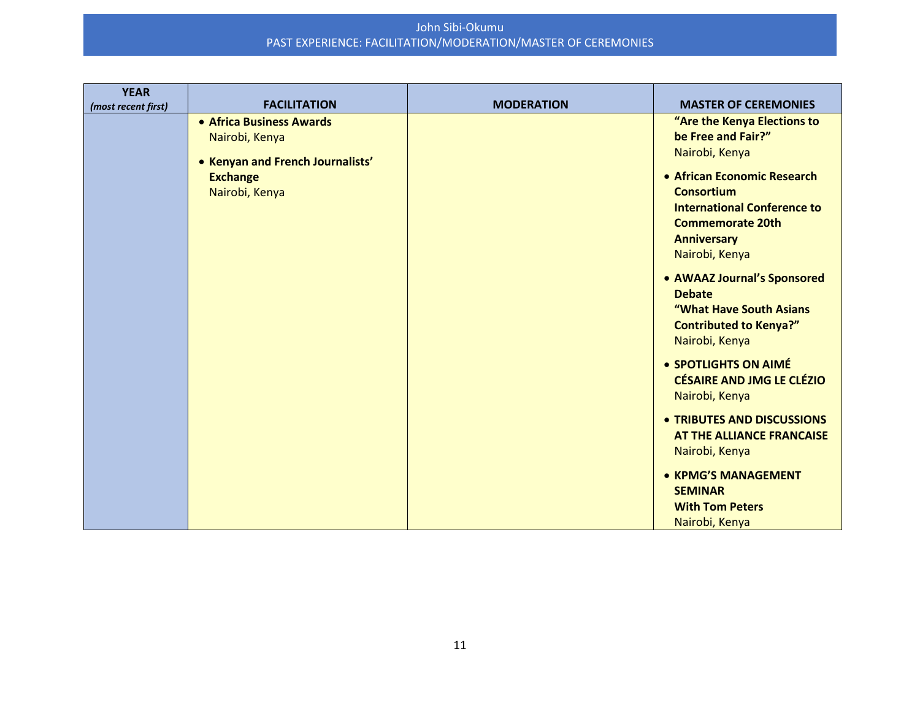| YEAR *(most recent first)* | FACILITATION | MODERATION | MASTER OF CEREMONIES |
|---|---|---|---|
| | • **Africa Business Awards** Nairobi, Kenya<br><br>• **Kenyan and French Journalists' Exchange** Nairobi, Kenya | | **"Are the Kenya Elections to be Free and Fair?"** Nairobi, Kenya<br><br>• **African Economic Research Consortium International Conference to Commemorate 20th Anniversary** Nairobi, Kenya<br><br>• **AWAAZ Journal's Sponsored Debate "What Have South Asians Contributed to Kenya?"** Nairobi, Kenya<br><br>• **SPOTLIGHTS ON AIMÉ CÉSAIRE AND JMG LE CLÉZIO** Nairobi, Kenya<br><br>• **TRIBUTES AND DISCUSSIONS AT THE ALLIANCE FRANCAISE** Nairobi, Kenya<br><br>• **KPMG'S MANAGEMENT SEMINAR With Tom Peters** Nairobi, Kenya |